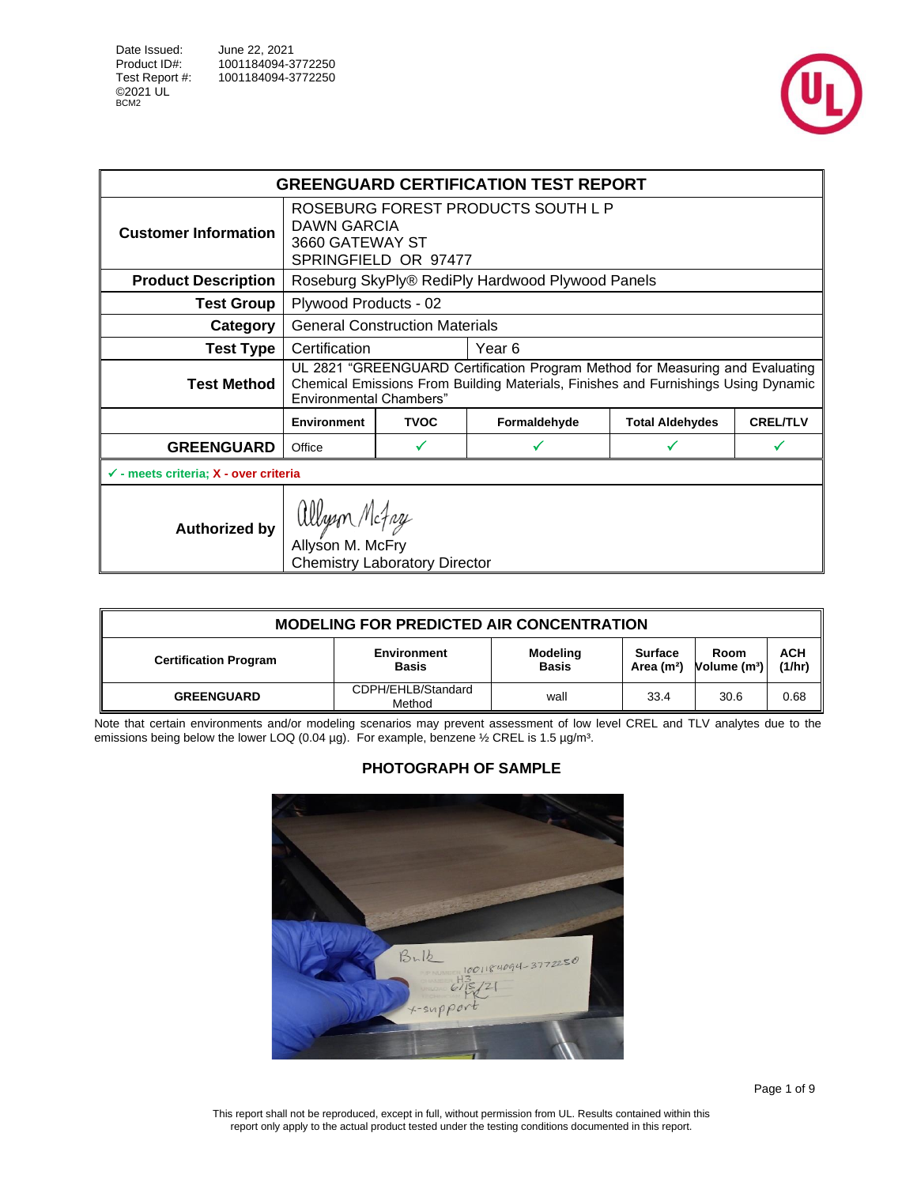Date Issued: June 22, 2021
Product ID#: 1001184094-3772250
Test Report #: 1001184094-3772250
©2021 UL
BCM2

## GREENGUARD CERTIFICATION TEST REPORT

| | |
|---|---|
| **Customer Information** | ROSEBURG FOREST PRODUCTS SOUTH L P<br>DAWN GARCIA<br>3660 GATEWAY ST<br>SPRINGFIELD OR 97477 |
| **Product Description** | Roseburg SkyPly® RediPly Hardwood Plywood Panels |
| **Test Group** | Plywood Products - 02 |
| **Category** | General Construction Materials |
| **Test Type** | Certification — Year 6 |
| **Test Method** | UL 2821 "GREENGUARD Certification Program Method for Measuring and Evaluating Chemical Emissions From Building Materials, Finishes and Furnishings Using Dynamic Environmental Chambers" |

| | Environment | TVOC | Formaldehyde | Total Aldehydes | CREL/TLV |
|---|---|---|---|---|---|
| **GREENGUARD** | Office | ✓ | ✓ | ✓ | ✓ |

✓ - meets criteria; X - over criteria

**Authorized by**

Allyson M. McFry
Chemistry Laboratory Director

## MODELING FOR PREDICTED AIR CONCENTRATION

| Certification Program | Environment Basis | Modeling Basis | Surface Area ($m^2$) | Room Volume ($m^3$) | ACH (1/hr) |
|---|---|---|---|---|---|
| GREENGUARD | CDPH/EHLB/Standard Method | wall | 33.4 | 30.6 | 0.68 |

Note that certain environments and/or modeling scenarios may prevent assessment of low level CREL and TLV analytes due to the emissions being below the lower LOQ (0.04 µg). For example, benzene ½ CREL is 1.5 µg/m³.

### PHOTOGRAPH OF SAMPLE

This report shall not be reproduced, except in full, without permission from UL. Results contained within this report only apply to the actual product tested under the testing conditions documented in this report.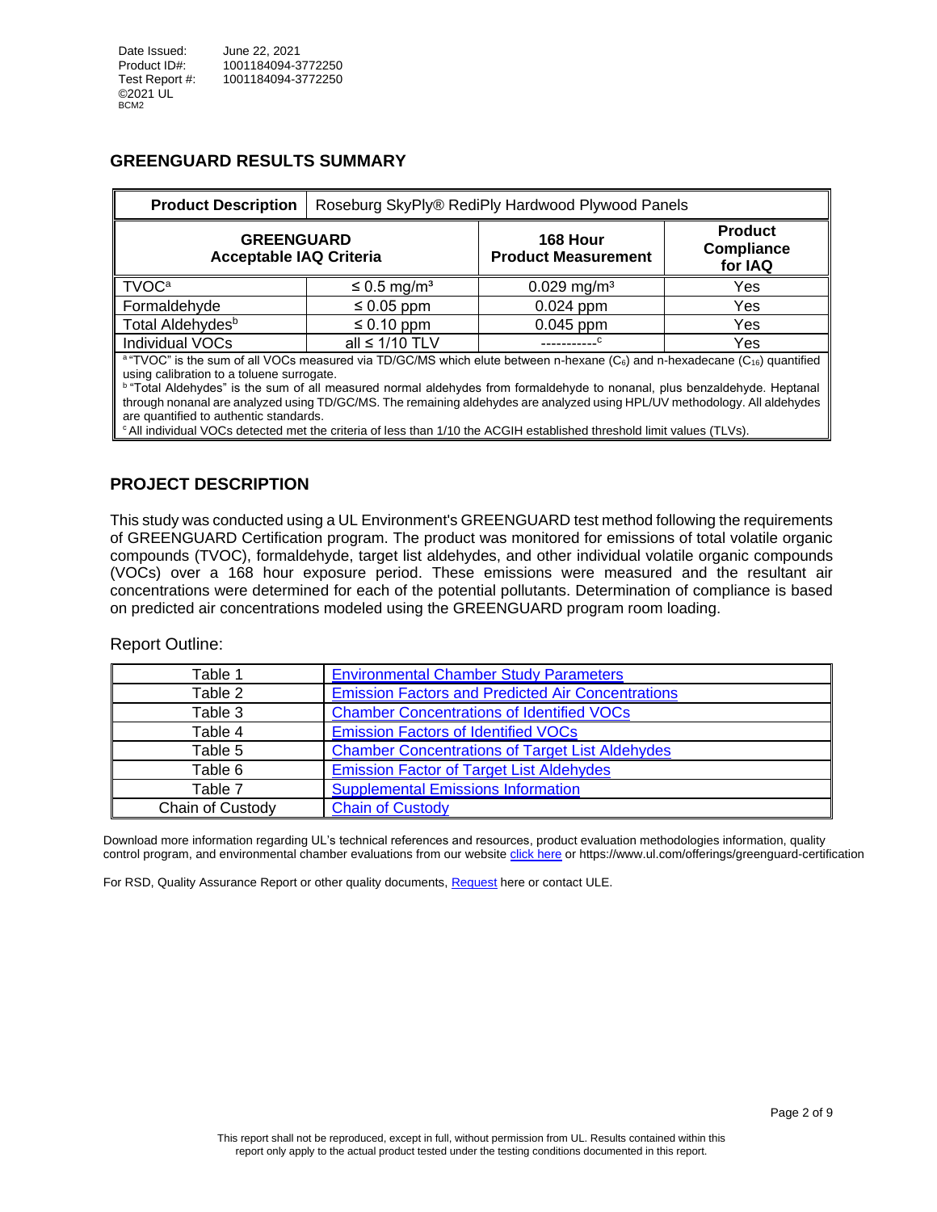Date Issued: June 22, 2021
Product ID#: 1001184094-3772250
Test Report #: 1001184094-3772250
©2021 UL
BCM2

## GREENGUARD RESULTS SUMMARY

| Product Description | Roseburg SkyPly® RediPly Hardwood Plywood Panels | | |
|---|---|---|---|
| **GREENGUARD Acceptable IAQ Criteria** | | **168 Hour Product Measurement** | **Product Compliance for IAQ** |
| TVOC[a] | ≤ 0.5 mg/m³ | 0.029 mg/m³ | Yes |
| Formaldehyde | ≤ 0.05 ppm | 0.024 ppm | Yes |
| Total Aldehydes[b] | ≤ 0.10 ppm | 0.045 ppm | Yes |
| Individual VOCs | all ≤ 1/10 TLV | -----------[c] | Yes |

[a] "TVOC" is the sum of all VOCs measured via TD/GC/MS which elute between n-hexane ($C_6$) and n-hexadecane ($C_{16}$) quantified using calibration to a toluene surrogate.
[b] "Total Aldehydes" is the sum of all measured normal aldehydes from formaldehyde to nonanal, plus benzaldehyde. Heptanal through nonanal are analyzed using TD/GC/MS. The remaining aldehydes are analyzed using HPL/UV methodology. All aldehydes are quantified to authentic standards.
[c] All individual VOCs detected met the criteria of less than 1/10 the ACGIH established threshold limit values (TLVs).

## PROJECT DESCRIPTION

This study was conducted using a UL Environment's GREENGUARD test method following the requirements of GREENGUARD Certification program. The product was monitored for emissions of total volatile organic compounds (TVOC), formaldehyde, target list aldehydes, and other individual volatile organic compounds (VOCs) over a 168 hour exposure period. These emissions were measured and the resultant air concentrations were determined for each of the potential pollutants. Determination of compliance is based on predicted air concentrations modeled using the GREENGUARD program room loading.

Report Outline:

| | |
|---|---|
| Table 1 | Environmental Chamber Study Parameters |
| Table 2 | Emission Factors and Predicted Air Concentrations |
| Table 3 | Chamber Concentrations of Identified VOCs |
| Table 4 | Emission Factors of Identified VOCs |
| Table 5 | Chamber Concentrations of Target List Aldehydes |
| Table 6 | Emission Factor of Target List Aldehydes |
| Table 7 | Supplemental Emissions Information |
| Chain of Custody | Chain of Custody |

Download more information regarding UL's technical references and resources, product evaluation methodologies information, quality control program, and environmental chamber evaluations from our website click here or https://www.ul.com/offerings/greenguard-certification

For RSD, Quality Assurance Report or other quality documents, Request here or contact ULE.

This report shall not be reproduced, except in full, without permission from UL. Results contained within this report only apply to the actual product tested under the testing conditions documented in this report.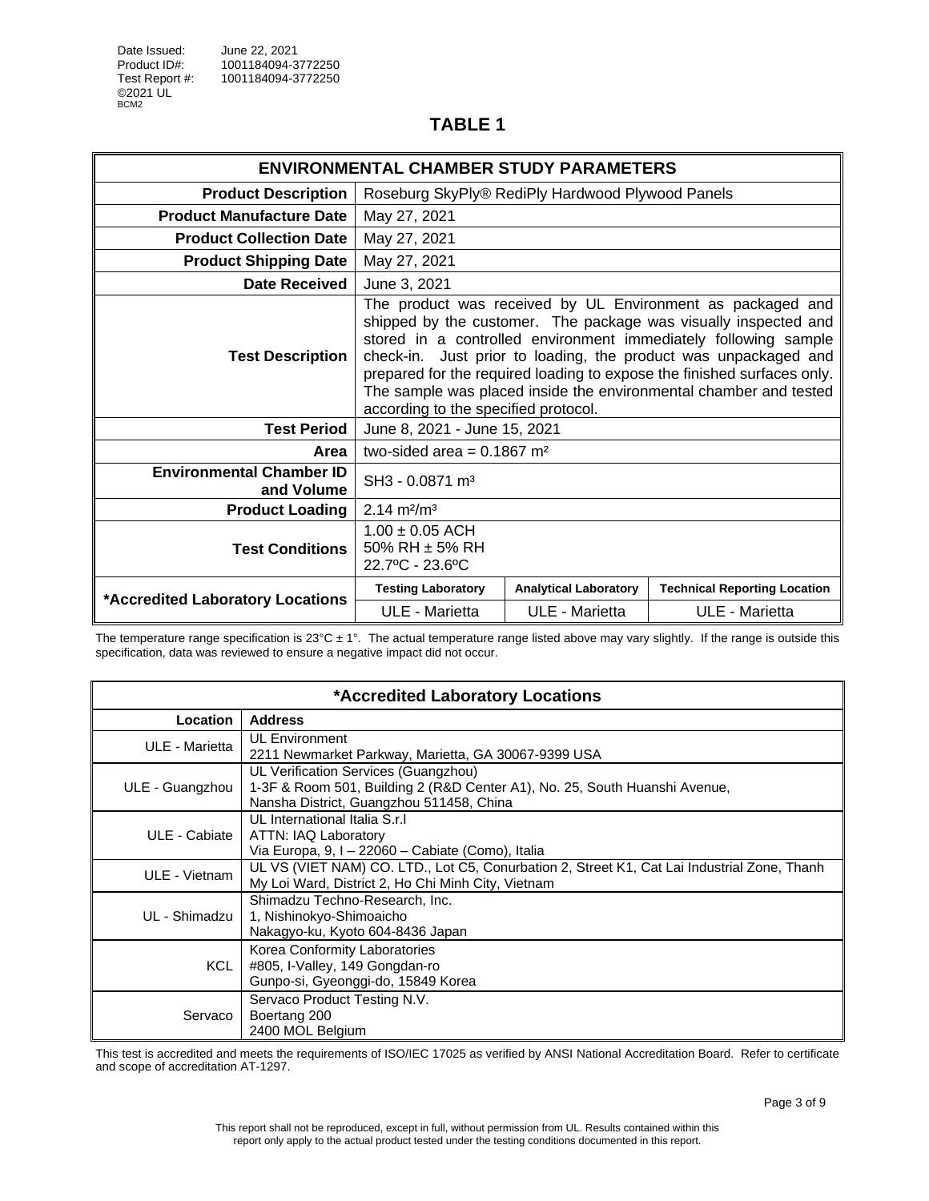Date Issued: June 22, 2021
Product ID#: 1001184094-3772250
Test Report #: 1001184094-3772250
©2021 UL
BCM2

# TABLE 1

| ENVIRONMENTAL CHAMBER STUDY PARAMETERS | | | |
|---|---|---|---|
| **Product Description** | Roseburg SkyPly® RediPly Hardwood Plywood Panels | | |
| **Product Manufacture Date** | May 27, 2021 | | |
| **Product Collection Date** | May 27, 2021 | | |
| **Product Shipping Date** | May 27, 2021 | | |
| **Date Received** | June 3, 2021 | | |
| **Test Description** | The product was received by UL Environment as packaged and shipped by the customer. The package was visually inspected and stored in a controlled environment immediately following sample check-in. Just prior to loading, the product was unpackaged and prepared for the required loading to expose the finished surfaces only. The sample was placed inside the environmental chamber and tested according to the specified protocol. | | |
| **Test Period** | June 8, 2021 - June 15, 2021 | | |
| **Area** | two-sided area = 0.1867 m² | | |
| **Environmental Chamber ID and Volume** | SH3 - 0.0871 m³ | | |
| **Product Loading** | 2.14 m²/m³ | | |
| **Test Conditions** | 1.00 ± 0.05 ACH<br>50% RH ± 5% RH<br>22.7ºC - 23.6ºC | | |
| **\*Accredited Laboratory Locations** | **Testing Laboratory** | **Analytical Laboratory** | **Technical Reporting Location** |
| | ULE - Marietta | ULE - Marietta | ULE - Marietta |

The temperature range specification is 23°C ± 1°. The actual temperature range listed above may vary slightly. If the range is outside this specification, data was reviewed to ensure a negative impact did not occur.

| *Accredited Laboratory Locations | |
|---|---|
| **Location** | **Address** |
| ULE - Marietta | UL Environment<br>2211 Newmarket Parkway, Marietta, GA 30067-9399 USA |
| ULE - Guangzhou | UL Verification Services (Guangzhou)<br>1-3F & Room 501, Building 2 (R&D Center A1), No. 25, South Huanshi Avenue, Nansha District, Guangzhou 511458, China |
| ULE - Cabiate | UL International Italia S.r.l<br>ATTN: IAQ Laboratory<br>Via Europa, 9, I – 22060 – Cabiate (Como), Italia |
| ULE - Vietnam | UL VS (VIET NAM) CO. LTD., Lot C5, Conurbation 2, Street K1, Cat Lai Industrial Zone, Thanh My Loi Ward, District 2, Ho Chi Minh City, Vietnam |
| UL - Shimadzu | Shimadzu Techno-Research, Inc.<br>1, Nishinokyo-Shimoaicho<br>Nakagyo-ku, Kyoto 604-8436 Japan |
| KCL | Korea Conformity Laboratories<br>#805, I-Valley, 149 Gongdan-ro<br>Gunpo-si, Gyeonggi-do, 15849 Korea |
| Servaco | Servaco Product Testing N.V.<br>Boertang 200<br>2400 MOL Belgium |

This test is accredited and meets the requirements of ISO/IEC 17025 as verified by ANSI National Accreditation Board. Refer to certificate and scope of accreditation AT-1297.

This report shall not be reproduced, except in full, without permission from UL. Results contained within this report only apply to the actual product tested under the testing conditions documented in this report.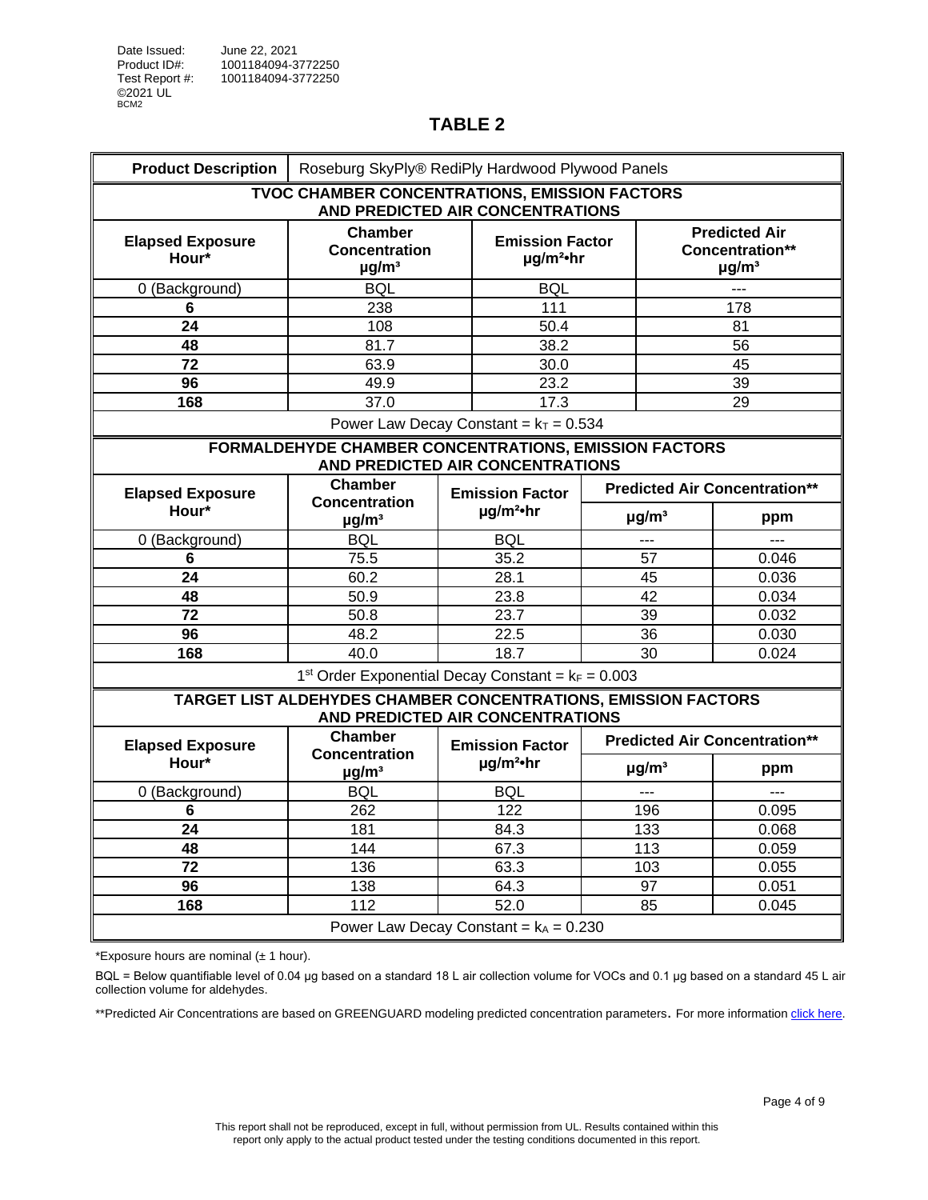Date Issued: June 22, 2021
Product ID#: 1001184094-3772250
Test Report #: 1001184094-3772250
©2021 UL
BCM2

## TABLE 2

| Product Description | Roseburg SkyPly® RediPly Hardwood Plywood Panels | | |
|---|---|---|---|
| **TVOC CHAMBER CONCENTRATIONS, EMISSION FACTORS AND PREDICTED AIR CONCENTRATIONS** | | | |
| **Elapsed Exposure Hour*** | **Chamber Concentration μg/m³** | **Emission Factor μg/m²•hr** | **Predicted Air Concentration** μg/m³** |
| 0 (Background) | BQL | BQL | --- |
| **6** | 238 | 111 | 178 |
| **24** | 108 | 50.4 | 81 |
| **48** | 81.7 | 38.2 | 56 |
| **72** | 63.9 | 30.0 | 45 |
| **96** | 49.9 | 23.2 | 39 |
| **168** | 37.0 | 17.3 | 29 |
| Power Law Decay Constant = $k_T$ = 0.534 | | | |

| **FORMALDEHYDE CHAMBER CONCENTRATIONS, EMISSION FACTORS AND PREDICTED AIR CONCENTRATIONS** | | | | |
|---|---|---|---|---|
| **Elapsed Exposure Hour*** | **Chamber Concentration μg/m³** | **Emission Factor μg/m²•hr** | **Predicted Air Concentration**** | |
| | | | **μg/m³** | **ppm** |
| 0 (Background) | BQL | BQL | --- | --- |
| **6** | 75.5 | 35.2 | 57 | 0.046 |
| **24** | 60.2 | 28.1 | 45 | 0.036 |
| **48** | 50.9 | 23.8 | 42 | 0.034 |
| **72** | 50.8 | 23.7 | 39 | 0.032 |
| **96** | 48.2 | 22.5 | 36 | 0.030 |
| **168** | 40.0 | 18.7 | 30 | 0.024 |
| 1st Order Exponential Decay Constant = $k_F$ = 0.003 | | | | |

| **TARGET LIST ALDEHYDES CHAMBER CONCENTRATIONS, EMISSION FACTORS AND PREDICTED AIR CONCENTRATIONS** | | | | |
|---|---|---|---|---|
| **Elapsed Exposure Hour*** | **Chamber Concentration μg/m³** | **Emission Factor μg/m²•hr** | **Predicted Air Concentration**** | |
| | | | **μg/m³** | **ppm** |
| 0 (Background) | BQL | BQL | --- | --- |
| **6** | 262 | 122 | 196 | 0.095 |
| **24** | 181 | 84.3 | 133 | 0.068 |
| **48** | 144 | 67.3 | 113 | 0.059 |
| **72** | 136 | 63.3 | 103 | 0.055 |
| **96** | 138 | 64.3 | 97 | 0.051 |
| **168** | 112 | 52.0 | 85 | 0.045 |
| Power Law Decay Constant = $k_A$ = 0.230 | | | | |

*Exposure hours are nominal (± 1 hour).

BQL = Below quantifiable level of 0.04 μg based on a standard 18 L air collection volume for VOCs and 0.1 μg based on a standard 45 L air collection volume for aldehydes.

**Predicted Air Concentrations are based on GREENGUARD modeling predicted concentration parameters. For more information click here.

This report shall not be reproduced, except in full, without permission from UL. Results contained within this report only apply to the actual product tested under the testing conditions documented in this report.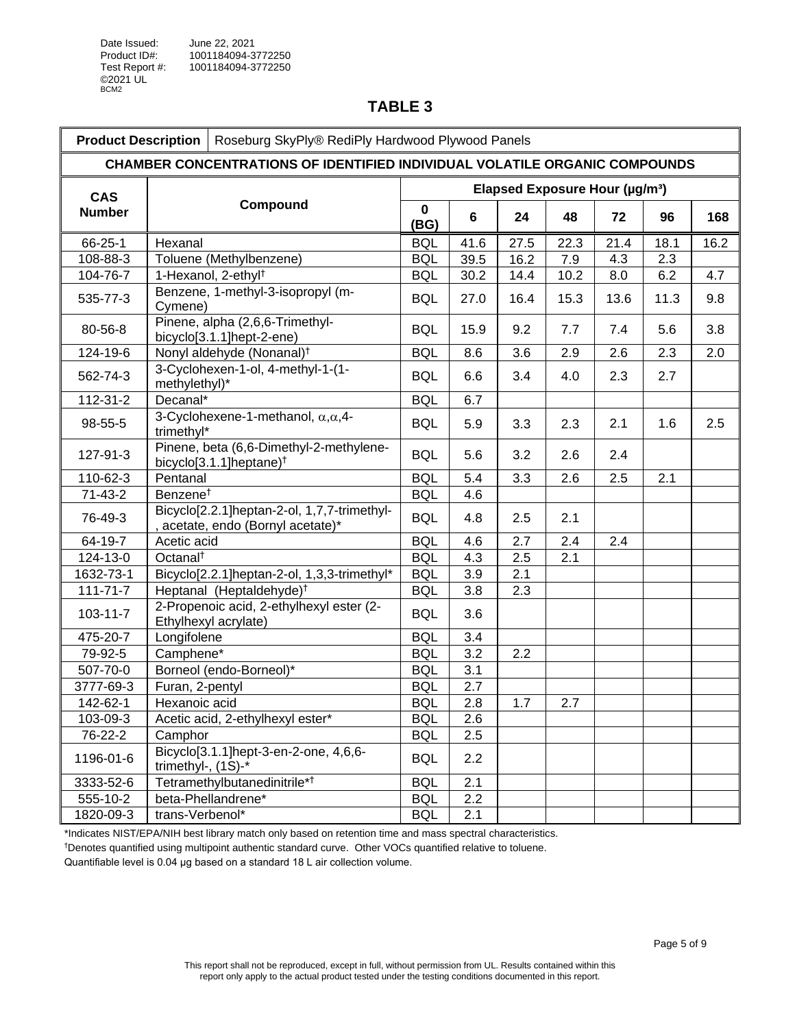Date Issued: June 22, 2021
Product ID#: 1001184094-3772250
Test Report #: 1001184094-3772250
©2021 UL
BCM2

## TABLE 3

| **Product Description** | Roseburg SkyPly® RediPly Hardwood Plywood Panels | | | | | | | |
|---|---|---|---|---|---|---|---|---|
| **CHAMBER CONCENTRATIONS OF IDENTIFIED INDIVIDUAL VOLATILE ORGANIC COMPOUNDS** | | | | | | | | |
| **CAS Number** | **Compound** | **Elapsed Exposure Hour (μg/m³)** | | | | | | |
| | | **0 (BG)** | **6** | **24** | **48** | **72** | **96** | **168** |
| 66-25-1 | Hexanal | BQL | 41.6 | 27.5 | 22.3 | 21.4 | 18.1 | 16.2 |
| 108-88-3 | Toluene (Methylbenzene) | BQL | 39.5 | 16.2 | 7.9 | 4.3 | 2.3 | |
| 104-76-7 | 1-Hexanol, 2-ethyl† | BQL | 30.2 | 14.4 | 10.2 | 8.0 | 6.2 | 4.7 |
| 535-77-3 | Benzene, 1-methyl-3-isopropyl (m-Cymene) | BQL | 27.0 | 16.4 | 15.3 | 13.6 | 11.3 | 9.8 |
| 80-56-8 | Pinene, alpha (2,6,6-Trimethyl-bicyclo[3.1.1]hept-2-ene) | BQL | 15.9 | 9.2 | 7.7 | 7.4 | 5.6 | 3.8 |
| 124-19-6 | Nonyl aldehyde (Nonanal)† | BQL | 8.6 | 3.6 | 2.9 | 2.6 | 2.3 | 2.0 |
| 562-74-3 | 3-Cyclohexen-1-ol, 4-methyl-1-(1-methylethyl)* | BQL | 6.6 | 3.4 | 4.0 | 2.3 | 2.7 | |
| 112-31-2 | Decanal* | BQL | 6.7 | | | | | |
| 98-55-5 | 3-Cyclohexene-1-methanol, α,α,4-trimethyl* | BQL | 5.9 | 3.3 | 2.3 | 2.1 | 1.6 | 2.5 |
| 127-91-3 | Pinene, beta (6,6-Dimethyl-2-methylene-bicyclo[3.1.1]heptane)† | BQL | 5.6 | 3.2 | 2.6 | 2.4 | | |
| 110-62-3 | Pentanal | BQL | 5.4 | 3.3 | 2.6 | 2.5 | 2.1 | |
| 71-43-2 | Benzene† | BQL | 4.6 | | | | | |
| 76-49-3 | Bicyclo[2.2.1]heptan-2-ol, 1,7,7-trimethyl-, acetate, endo (Bornyl acetate)* | BQL | 4.8 | 2.5 | 2.1 | | | |
| 64-19-7 | Acetic acid | BQL | 4.6 | 2.7 | 2.4 | 2.4 | | |
| 124-13-0 | Octanal† | BQL | 4.3 | 2.5 | 2.1 | | | |
| 1632-73-1 | Bicyclo[2.2.1]heptan-2-ol, 1,3,3-trimethyl* | BQL | 3.9 | 2.1 | | | | |
| 111-71-7 | Heptanal (Heptaldehyde)† | BQL | 3.8 | 2.3 | | | | |
| 103-11-7 | 2-Propenoic acid, 2-ethylhexyl ester (2-Ethylhexyl acrylate) | BQL | 3.6 | | | | | |
| 475-20-7 | Longifolene | BQL | 3.4 | | | | | |
| 79-92-5 | Camphene* | BQL | 3.2 | 2.2 | | | | |
| 507-70-0 | Borneol (endo-Borneol)* | BQL | 3.1 | | | | | |
| 3777-69-3 | Furan, 2-pentyl | BQL | 2.7 | | | | | |
| 142-62-1 | Hexanoic acid | BQL | 2.8 | 1.7 | 2.7 | | | |
| 103-09-3 | Acetic acid, 2-ethylhexyl ester* | BQL | 2.6 | | | | | |
| 76-22-2 | Camphor | BQL | 2.5 | | | | | |
| 1196-01-6 | Bicyclo[3.1.1]hept-3-en-2-one, 4,6,6-trimethyl-, (1S)-* | BQL | 2.2 | | | | | |
| 3333-52-6 | Tetramethylbutanedinitrile*† | BQL | 2.1 | | | | | |
| 555-10-2 | beta-Phellandrene* | BQL | 2.2 | | | | | |
| 1820-09-3 | trans-Verbenol* | BQL | 2.1 | | | | | |

*Indicates NIST/EPA/NIH best library match only based on retention time and mass spectral characteristics.

†Denotes quantified using multipoint authentic standard curve. Other VOCs quantified relative to toluene.

Quantifiable level is 0.04 μg based on a standard 18 L air collection volume.

This report shall not be reproduced, except in full, without permission from UL. Results contained within this report only apply to the actual product tested under the testing conditions documented in this report.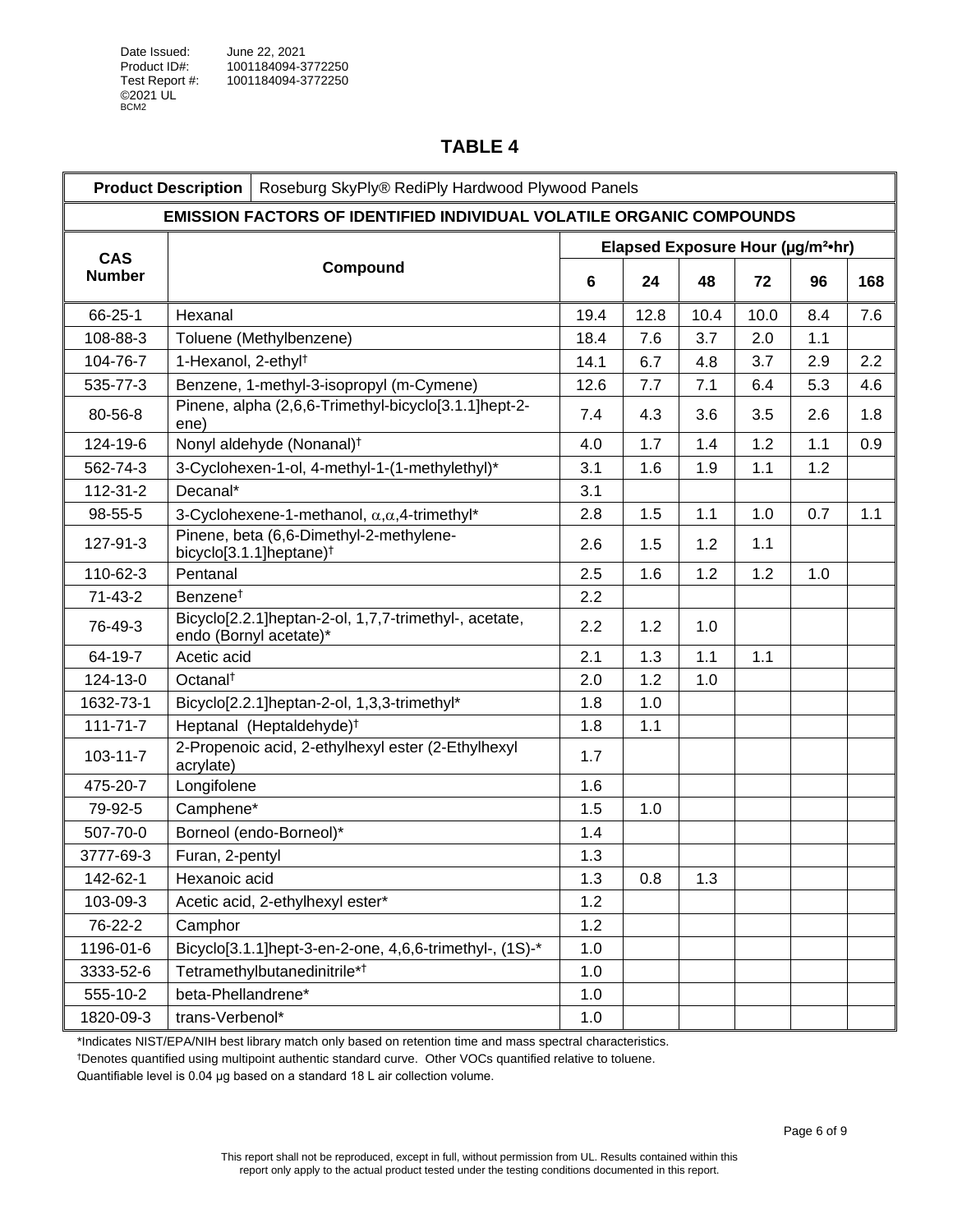Date Issued: June 22, 2021
Product ID#: 1001184094-3772250
Test Report #: 1001184094-3772250
©2021 UL
BCM2

# TABLE 4

| **Product Description** | Roseburg SkyPly® RediPly Hardwood Plywood Panels | | | | | | |
|---|---|---|---|---|---|---|---|
| **EMISSION FACTORS OF IDENTIFIED INDIVIDUAL VOLATILE ORGANIC COMPOUNDS** | | | | | | | |
| **CAS Number** | **Compound** | **Elapsed Exposure Hour (μg/m²•hr)** | | | | | |
| | | **6** | **24** | **48** | **72** | **96** | **168** |
| 66-25-1 | Hexanal | 19.4 | 12.8 | 10.4 | 10.0 | 8.4 | 7.6 |
| 108-88-3 | Toluene (Methylbenzene) | 18.4 | 7.6 | 3.7 | 2.0 | 1.1 | |
| 104-76-7 | 1-Hexanol, 2-ethyl† | 14.1 | 6.7 | 4.8 | 3.7 | 2.9 | 2.2 |
| 535-77-3 | Benzene, 1-methyl-3-isopropyl (m-Cymene) | 12.6 | 7.7 | 7.1 | 6.4 | 5.3 | 4.6 |
| 80-56-8 | Pinene, alpha (2,6,6-Trimethyl-bicyclo[3.1.1]hept-2-ene) | 7.4 | 4.3 | 3.6 | 3.5 | 2.6 | 1.8 |
| 124-19-6 | Nonyl aldehyde (Nonanal)† | 4.0 | 1.7 | 1.4 | 1.2 | 1.1 | 0.9 |
| 562-74-3 | 3-Cyclohexen-1-ol, 4-methyl-1-(1-methylethyl)* | 3.1 | 1.6 | 1.9 | 1.1 | 1.2 | |
| 112-31-2 | Decanal* | 3.1 | | | | | |
| 98-55-5 | 3-Cyclohexene-1-methanol, α,α,4-trimethyl* | 2.8 | 1.5 | 1.1 | 1.0 | 0.7 | 1.1 |
| 127-91-3 | Pinene, beta (6,6-Dimethyl-2-methylene-bicyclo[3.1.1]heptane)† | 2.6 | 1.5 | 1.2 | 1.1 | | |
| 110-62-3 | Pentanal | 2.5 | 1.6 | 1.2 | 1.2 | 1.0 | |
| 71-43-2 | Benzene† | 2.2 | | | | | |
| 76-49-3 | Bicyclo[2.2.1]heptan-2-ol, 1,7,7-trimethyl-, acetate, endo (Bornyl acetate)* | 2.2 | 1.2 | 1.0 | | | |
| 64-19-7 | Acetic acid | 2.1 | 1.3 | 1.1 | 1.1 | | |
| 124-13-0 | Octanal† | 2.0 | 1.2 | 1.0 | | | |
| 1632-73-1 | Bicyclo[2.2.1]heptan-2-ol, 1,3,3-trimethyl* | 1.8 | 1.0 | | | | |
| 111-71-7 | Heptanal (Heptaldehyde)† | 1.8 | 1.1 | | | | |
| 103-11-7 | 2-Propenoic acid, 2-ethylhexyl ester (2-Ethylhexyl acrylate) | 1.7 | | | | | |
| 475-20-7 | Longifolene | 1.6 | | | | | |
| 79-92-5 | Camphene* | 1.5 | 1.0 | | | | |
| 507-70-0 | Borneol (endo-Borneol)* | 1.4 | | | | | |
| 3777-69-3 | Furan, 2-pentyl | 1.3 | | | | | |
| 142-62-1 | Hexanoic acid | 1.3 | 0.8 | 1.3 | | | |
| 103-09-3 | Acetic acid, 2-ethylhexyl ester* | 1.2 | | | | | |
| 76-22-2 | Camphor | 1.2 | | | | | |
| 1196-01-6 | Bicyclo[3.1.1]hept-3-en-2-one, 4,6,6-trimethyl-, (1S)-* | 1.0 | | | | | |
| 3333-52-6 | Tetramethylbutanedinitrile*† | 1.0 | | | | | |
| 555-10-2 | beta-Phellandrene* | 1.0 | | | | | |
| 1820-09-3 | trans-Verbenol* | 1.0 | | | | | |

*Indicates NIST/EPA/NIH best library match only based on retention time and mass spectral characteristics.
†Denotes quantified using multipoint authentic standard curve. Other VOCs quantified relative to toluene.
Quantifiable level is 0.04 μg based on a standard 18 L air collection volume.

This report shall not be reproduced, except in full, without permission from UL. Results contained within this report only apply to the actual product tested under the testing conditions documented in this report.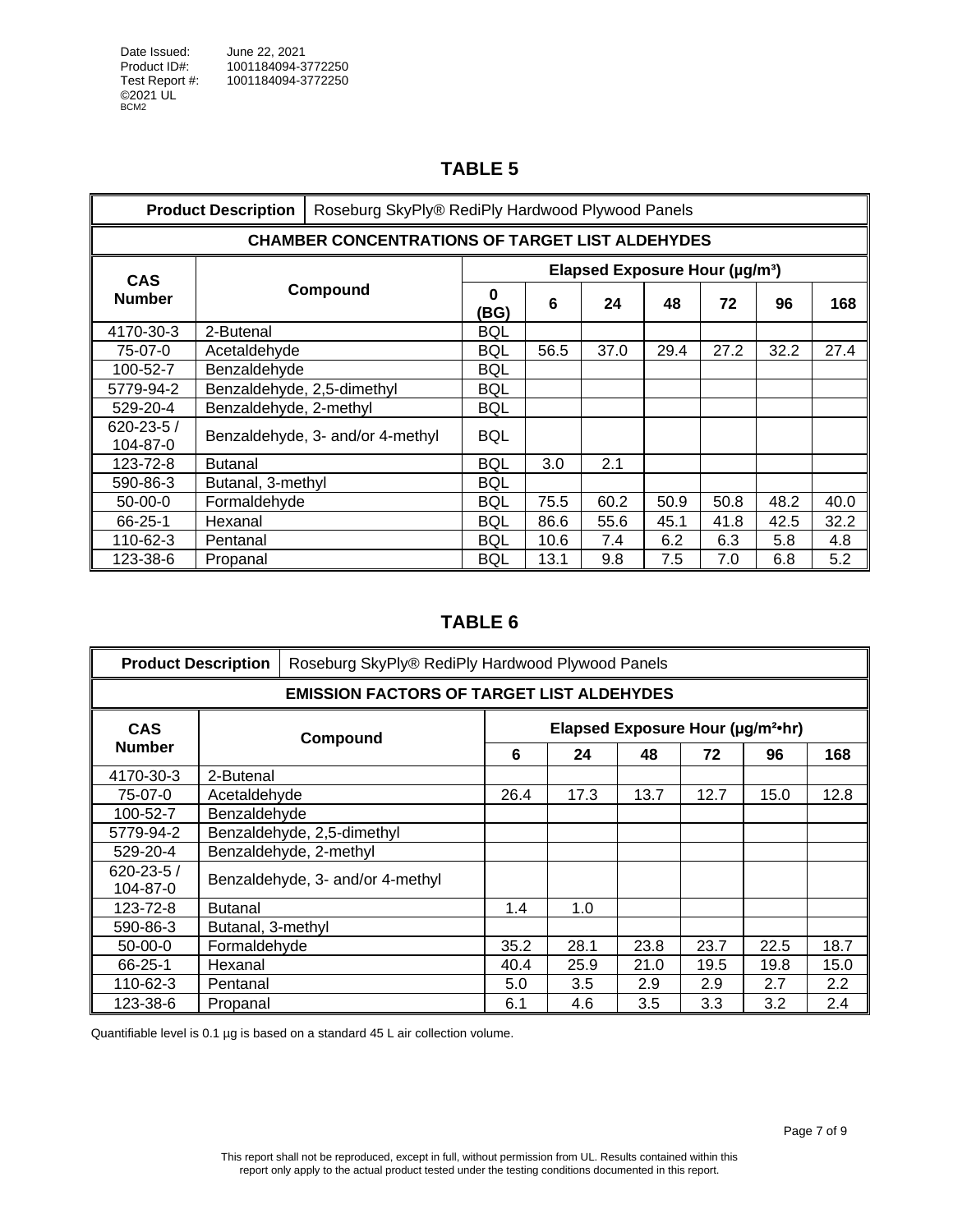Date Issued: June 22, 2021
Product ID#: 1001184094-3772250
Test Report #: 1001184094-3772250
©2021 UL
BCM2

## TABLE 5

| Product Description | Roseburg SkyPly® RediPly Hardwood Plywood Panels | | | | | | | |
|---|---|---|---|---|---|---|---|---|
| **CHAMBER CONCENTRATIONS OF TARGET LIST ALDEHYDES** | | | | | | | | |
| **CAS Number** | **Compound** | **Elapsed Exposure Hour (µg/m³)** | | | | | | |
| | | **0 (BG)** | **6** | **24** | **48** | **72** | **96** | **168** |
| 4170-30-3 | 2-Butenal | BQL | | | | | | |
| 75-07-0 | Acetaldehyde | BQL | 56.5 | 37.0 | 29.4 | 27.2 | 32.2 | 27.4 |
| 100-52-7 | Benzaldehyde | BQL | | | | | | |
| 5779-94-2 | Benzaldehyde, 2,5-dimethyl | BQL | | | | | | |
| 529-20-4 | Benzaldehyde, 2-methyl | BQL | | | | | | |
| 620-23-5 / 104-87-0 | Benzaldehyde, 3- and/or 4-methyl | BQL | | | | | | |
| 123-72-8 | Butanal | BQL | 3.0 | 2.1 | | | | |
| 590-86-3 | Butanal, 3-methyl | BQL | | | | | | |
| 50-00-0 | Formaldehyde | BQL | 75.5 | 60.2 | 50.9 | 50.8 | 48.2 | 40.0 |
| 66-25-1 | Hexanal | BQL | 86.6 | 55.6 | 45.1 | 41.8 | 42.5 | 32.2 |
| 110-62-3 | Pentanal | BQL | 10.6 | 7.4 | 6.2 | 6.3 | 5.8 | 4.8 |
| 123-38-6 | Propanal | BQL | 13.1 | 9.8 | 7.5 | 7.0 | 6.8 | 5.2 |

## TABLE 6

| Product Description | Roseburg SkyPly® RediPly Hardwood Plywood Panels | | | | | | |
|---|---|---|---|---|---|---|---|
| **EMISSION FACTORS OF TARGET LIST ALDEHYDES** | | | | | | | |
| **CAS Number** | **Compound** | **Elapsed Exposure Hour (µg/m²•hr)** | | | | | |
| | | **6** | **24** | **48** | **72** | **96** | **168** |
| 4170-30-3 | 2-Butenal | | | | | | |
| 75-07-0 | Acetaldehyde | 26.4 | 17.3 | 13.7 | 12.7 | 15.0 | 12.8 |
| 100-52-7 | Benzaldehyde | | | | | | |
| 5779-94-2 | Benzaldehyde, 2,5-dimethyl | | | | | | |
| 529-20-4 | Benzaldehyde, 2-methyl | | | | | | |
| 620-23-5 / 104-87-0 | Benzaldehyde, 3- and/or 4-methyl | | | | | | |
| 123-72-8 | Butanal | 1.4 | 1.0 | | | | |
| 590-86-3 | Butanal, 3-methyl | | | | | | |
| 50-00-0 | Formaldehyde | 35.2 | 28.1 | 23.8 | 23.7 | 22.5 | 18.7 |
| 66-25-1 | Hexanal | 40.4 | 25.9 | 21.0 | 19.5 | 19.8 | 15.0 |
| 110-62-3 | Pentanal | 5.0 | 3.5 | 2.9 | 2.9 | 2.7 | 2.2 |
| 123-38-6 | Propanal | 6.1 | 4.6 | 3.5 | 3.3 | 3.2 | 2.4 |

Quantifiable level is 0.1 µg is based on a standard 45 L air collection volume.

This report shall not be reproduced, except in full, without permission from UL. Results contained within this report only apply to the actual product tested under the testing conditions documented in this report.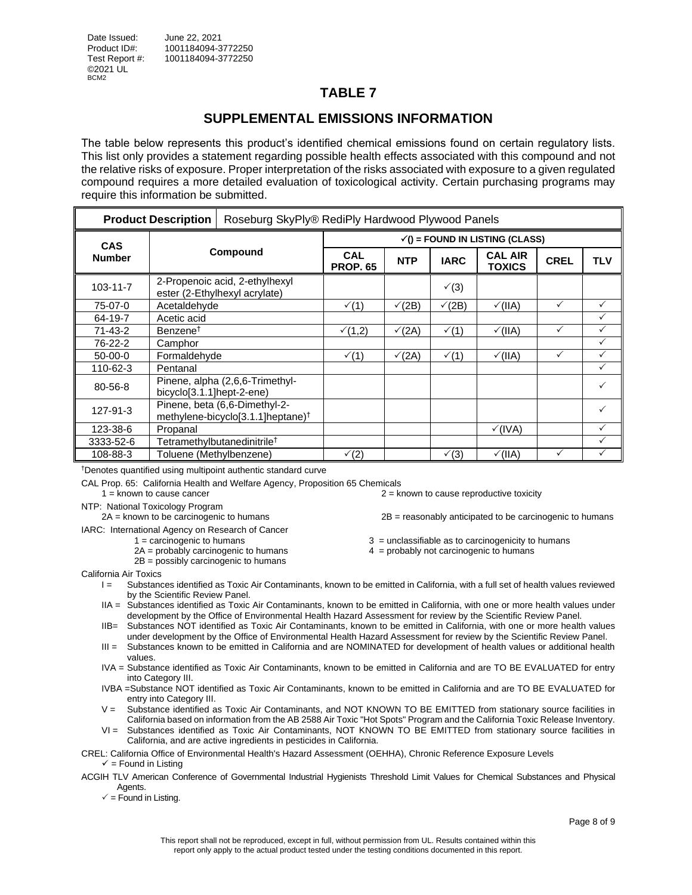Date Issued: June 22, 2021
Product ID#: 1001184094-3772250
Test Report #: 1001184094-3772250
©2021 UL
BCM2

# TABLE 7

## SUPPLEMENTAL EMISSIONS INFORMATION

The table below represents this product's identified chemical emissions found on certain regulatory lists. This list only provides a statement regarding possible health effects associated with this compound and not the relative risks of exposure. Proper interpretation of the risks associated with exposure to a given regulated compound requires a more detailed evaluation of toxicological activity. Certain purchasing programs may require this information be submitted.

| **Product Description** | Roseburg SkyPly® RediPly Hardwood Plywood Panels | | | | | | |
|---|---|---|---|---|---|---|---|
| **CAS Number** | **Compound** | **✓() = FOUND IN LISTING (CLASS)** | | | | | |
| | | **CAL PROP. 65** | **NTP** | **IARC** | **CAL AIR TOXICS** | **CREL** | **TLV** |
| 103-11-7 | 2-Propenoic acid, 2-ethylhexyl ester (2-Ethylhexyl acrylate) | | | ✓(3) | | | |
| 75-07-0 | Acetaldehyde | ✓(1) | ✓(2B) | ✓(2B) | ✓(IIA) | ✓ | ✓ |
| 64-19-7 | Acetic acid | | | | | | ✓ |
| 71-43-2 | Benzene† | ✓(1,2) | ✓(2A) | ✓(1) | ✓(IIA) | ✓ | ✓ |
| 76-22-2 | Camphor | | | | | | ✓ |
| 50-00-0 | Formaldehyde | ✓(1) | ✓(2A) | ✓(1) | ✓(IIA) | ✓ | ✓ |
| 110-62-3 | Pentanal | | | | | | ✓ |
| 80-56-8 | Pinene, alpha (2,6,6-Trimethyl-bicyclo[3.1.1]hept-2-ene) | | | | | | ✓ |
| 127-91-3 | Pinene, beta (6,6-Dimethyl-2-methylene-bicyclo[3.1.1]heptane)† | | | | | | ✓ |
| 123-38-6 | Propanal | | | | ✓(IVA) | | ✓ |
| 3333-52-6 | Tetramethylbutanedinitrile† | | | | | | ✓ |
| 108-88-3 | Toluene (Methylbenzene) | ✓(2) | | ✓(3) | ✓(IIA) | ✓ | ✓ |

†Denotes quantified using multipoint authentic standard curve

CAL Prop. 65: California Health and Welfare Agency, Proposition 65 Chemicals
1 = known to cause cancer
2 = known to cause reproductive toxicity

NTP: National Toxicology Program
2A = known to be carcinogenic to humans
2B = reasonably anticipated to be carcinogenic to humans

IARC: International Agency on Research of Cancer
1 = carcinogenic to humans
2A = probably carcinogenic to humans
2B = possibly carcinogenic to humans
3 = unclassifiable as to carcinogenicity to humans
4 = probably not carcinogenic to humans

California Air Toxics
- I = Substances identified as Toxic Air Contaminants, known to be emitted in California, with a full set of health values reviewed by the Scientific Review Panel.
- IIA = Substances identified as Toxic Air Contaminants, known to be emitted in California, with one or more health values under development by the Office of Environmental Health Hazard Assessment for review by the Scientific Review Panel.
- IIB= Substances NOT identified as Toxic Air Contaminants, known to be emitted in California, with one or more health values under development by the Office of Environmental Health Hazard Assessment for review by the Scientific Review Panel.
- III = Substances known to be emitted in California and are NOMINATED for development of health values or additional health values.
- IVA = Substance identified as Toxic Air Contaminants, known to be emitted in California and are TO BE EVALUATED for entry into Category III.
- IVBA =Substance NOT identified as Toxic Air Contaminants, known to be emitted in California and are TO BE EVALUATED for entry into Category III.
- V = Substance identified as Toxic Air Contaminants, and NOT KNOWN TO BE EMITTED from stationary source facilities in California based on information from the AB 2588 Air Toxic "Hot Spots" Program and the California Toxic Release Inventory.
- VI = Substances identified as Toxic Air Contaminants, NOT KNOWN TO BE EMITTED from stationary source facilities in California, and are active ingredients in pesticides in California.

CREL: California Office of Environmental Health's Hazard Assessment (OEHHA), Chronic Reference Exposure Levels
✓ = Found in Listing

ACGIH TLV American Conference of Governmental Industrial Hygienists Threshold Limit Values for Chemical Substances and Physical Agents.
✓ = Found in Listing.

This report shall not be reproduced, except in full, without permission from UL. Results contained within this report only apply to the actual product tested under the testing conditions documented in this report.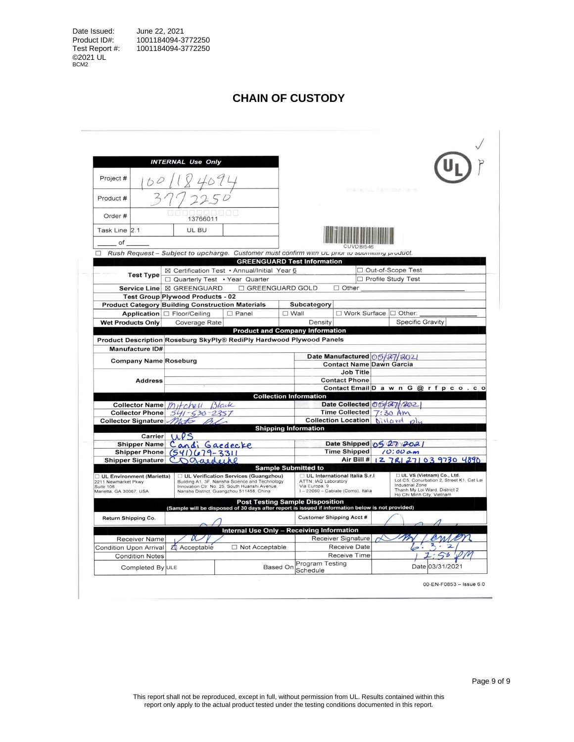Date Issued: June 22, 2021
Product ID#: 1001184094-3772250
Test Report #: 1001184094-3772250
©2021 UL
BCM2

# CHAIN OF CUSTODY

| INTERNAL Use Only | | | |
|---|---|---|---|
| Project # | 1001184094 | | |
| Product # | 3772250 | | |
| Order # | 13766011 | | |
| Task Line | 2.1 | UL BU | |
| ____ of ____ | | | |

CUVDBI546

☐ *Rush Request – Subject to upcharge. Customer must confirm with UL prior to submitting product.*

| | | | | |
|---|---|---|---|---|
| **GREENGUARD Test Information** | | | | |
| **Test Type** | ☒ Certification Test • Annual/Initial Year 6 | | ☐ Out-of-Scope Test | |
| | ☐ Quarterly Test • Year Quarter | | ☐ Profile Study Test | |
| **Service Line** | ☒ GREENGUARD | ☐ GREENGUARD GOLD | ☐ Other | |
| **Test Group** | Plywood Products - 02 | | | |
| **Product Category** | Building Construction Materials | **Subcategory** | | |
| **Application** | ☐ Floor/Ceiling ☐ Panel | ☐ Wall | ☐ Work Surface | ☐ Other: |
| **Wet Products Only** | Coverage Rate | Density | | Specific Gravity |
| **Product and Company Information** | | | | |
| **Product Description** | Roseburg SkyPly® RediPly Hardwood Plywood Panels | | | |
| **Manufacture ID#** | | | | |
| **Company Name** | Roseburg | **Date Manufactured** | 05/27/2021 | |
| | | **Contact Name** | Dawn Garcia | |
| **Address** | | **Job Title** | | |
| | | **Contact Phone** | | |
| | | **Contact Email** | DawnG@rfpco.co | |
| **Collection Information** | | | | |
| **Collector Name** | Mitchell Black | **Date Collected** | 05/27/2021 | |
| **Collector Phone** | 541-530-2357 | **Time Collected** | 7:30 Am | |
| **Collector Signature** | Mitch Bl | **Collection Location** | Dillard ply | |
| **Shipping Information** | | | | |
| **Carrier** | UPS | | | |
| **Shipper Name** | Candi Gaedecke | **Date Shipped** | 05/27/2021 | |
| **Shipper Phone** | (541)679-3311 | **Time Shipped** | 10:00 am | |
| **Shipper Signature** | CGaedecke | **Air Bill #** | 1Z 7R1 271 03 9730 4890 | |

**Sample Submitted to**

| | | | |
|---|---|---|---|
| ☐ UL Environment (Marietta) 2211 Newmarket Pkwy Suite 106 Marietta, GA 30067, USA | ☐ UL Verification Services (Guangzhou) Building A1, 3F, Nansha Science and Technology Innovation Ctr. No. 25, South Huanshi Avenue, Nansha District, Guangzhou 511458, China | ☐ UL International Italia S.r.l ATTN: IAQ Laboratory Via Europa, 9 I – 22060 – Cabiate (Como), Italia | ☐ UL VS (Vietnam) Co., Ltd. Lot C5, Conurbation 2, Street K1, Cat Lai Industrial Zone Thanh My Loi Ward, District 2 Ho Chi Minh City, Vietnam |

**Post Testing Sample Disposition**
(Sample will be disposed of 30 days after report is issued if information below is not provided)

| | | | |
|---|---|---|---|
| Return Shipping Co. | | Customer Shipping Acct # | |
| **Internal Use Only – Receiving Information** | | | |
| Receiver Name | | Receiver Signature | |
| Condition Upon Arrival | ☒ Acceptable ☐ Not Acceptable | Receive Date | 6.3.21 |
| Condition Notes | | Receive Time | 1:50 PM |
| Completed By | ULE Based On | Program Testing Schedule | Date 03/31/2021 |

00-EN-F0853 – Issue 6.0

This report shall not be reproduced, except in full, without permission from UL. Results contained within this report only apply to the actual product tested under the testing conditions documented in this report.